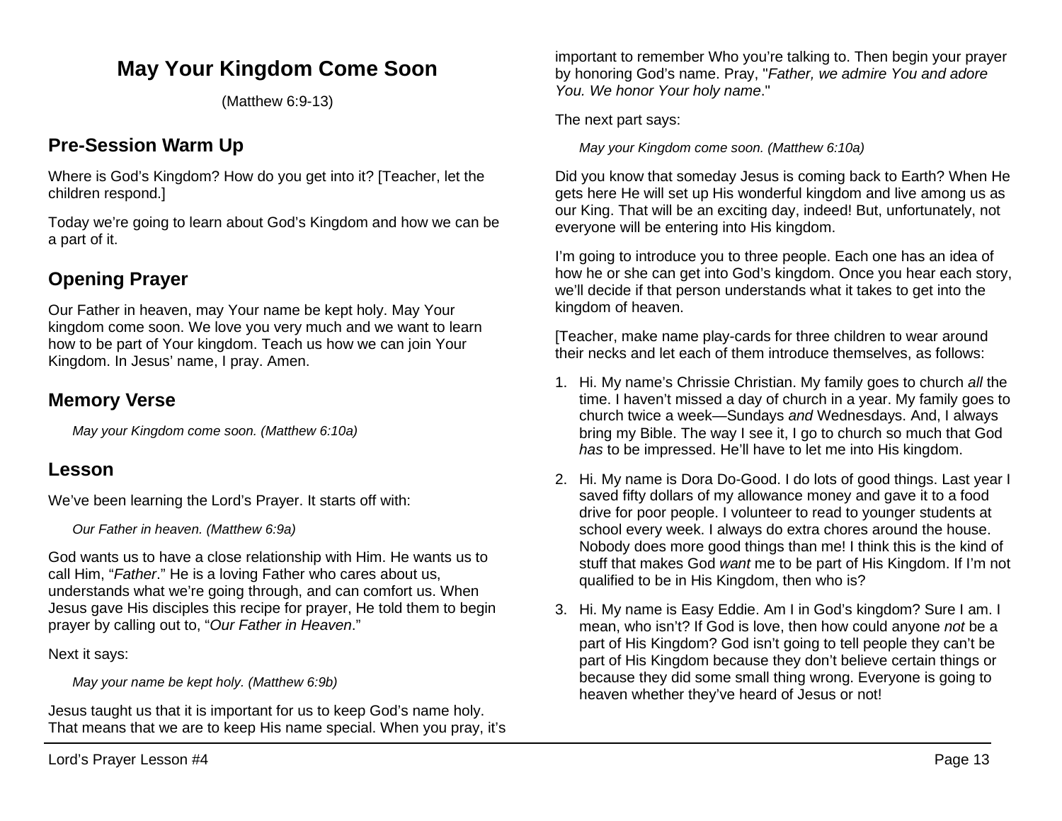# May Your Kingdom Come Soon

(Matthew 6:9-13)

## Pre-Session Warm Up

Where is God's Kingdom? How do you get into it? [Teacher, let the children respond.]

Today we're going to learn about God's Kingdom and how we can be a part of it.

## Opening Prayer

Our Father in heaven, may Your name be kept holy. May Your kingdom come soon. We love you very much and we want to learn how to be part of Your kingdom. Teach us how we can join Your Kingdom. In Jesus' name, I pray. Amen.

## Memory Verse

> *May your Kingdom come soon. (Matthew 6:10a)*

## Lesson

We've been learning the Lord's Prayer. It starts off with:

> *Our Father in heaven. (Matthew 6:9a)*

God wants us to have a close relationship with Him. He wants us to call Him, "*Father*." He is a loving Father who cares about us, understands what we're going through, and can comfort us. When Jesus gave His disciples this recipe for prayer, He told them to begin prayer by calling out to, "*Our Father in Heaven*."

Next it says:

> *May your name be kept holy. (Matthew 6:9b)*

Jesus taught us that it is important for us to keep God's name holy. That means that we are to keep His name special. When you pray, it's important to remember Who you're talking to. Then begin your prayer by honoring God's name. Pray, "*Father, we admire You and adore You. We honor Your holy name*."

The next part says:

> *May your Kingdom come soon. (Matthew 6:10a)*

Did you know that someday Jesus is coming back to Earth? When He gets here He will set up His wonderful kingdom and live among us as our King. That will be an exciting day, indeed! But, unfortunately, not everyone will be entering into His kingdom.

I'm going to introduce you to three people. Each one has an idea of how he or she can get into God's kingdom. Once you hear each story, we'll decide if that person understands what it takes to get into the kingdom of heaven.

[Teacher, make name play-cards for three children to wear around their necks and let each of them introduce themselves, as follows:

1. Hi. My name's Chrissie Christian. My family goes to church *all* the time. I haven't missed a day of church in a year. My family goes to church twice a week—Sundays *and* Wednesdays. And, I always bring my Bible. The way I see it, I go to church so much that God *has* to be impressed. He'll have to let me into His kingdom.
2. Hi. My name is Dora Do-Good. I do lots of good things. Last year I saved fifty dollars of my allowance money and gave it to a food drive for poor people. I volunteer to read to younger students at school every week. I always do extra chores around the house. Nobody does more good things than me! I think this is the kind of stuff that makes God *want* me to be part of His Kingdom. If I'm not qualified to be in His Kingdom, then who is?
3. Hi. My name is Easy Eddie. Am I in God's kingdom? Sure I am. I mean, who isn't? If God is love, then how could anyone *not* be a part of His Kingdom? God isn't going to tell people they can't be part of His Kingdom because they don't believe certain things or because they did some small thing wrong. Everyone is going to heaven whether they've heard of Jesus or not!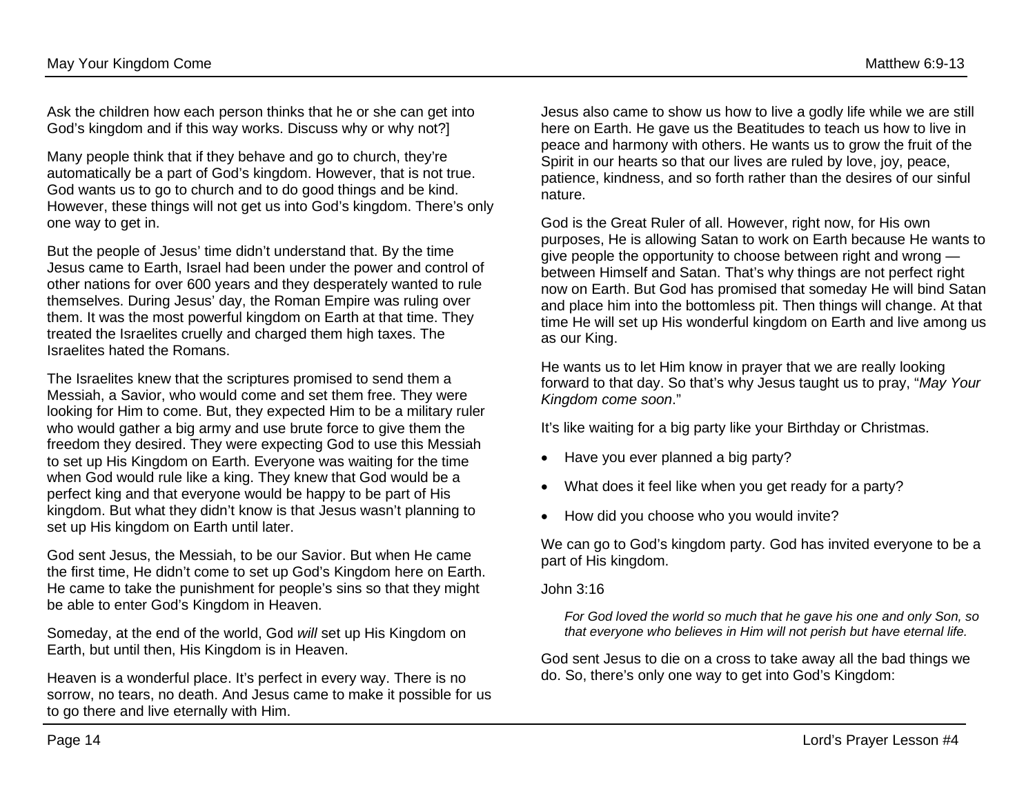Ask the children how each person thinks that he or she can get into God's kingdom and if this way works. Discuss why or why not?]

Many people think that if they behave and go to church, they're automatically be a part of God's kingdom. However, that is not true. God wants us to go to church and to do good things and be kind. However, these things will not get us into God's kingdom. There's only one way to get in.

But the people of Jesus' time didn't understand that. By the time Jesus came to Earth, Israel had been under the power and control of other nations for over 600 years and they desperately wanted to rule themselves. During Jesus' day, the Roman Empire was ruling over them. It was the most powerful kingdom on Earth at that time. They treated the Israelites cruelly and charged them high taxes. The Israelites hated the Romans.

The Israelites knew that the scriptures promised to send them a Messiah, a Savior, who would come and set them free. They were looking for Him to come. But, they expected Him to be a military ruler who would gather a big army and use brute force to give them the freedom they desired. They were expecting God to use this Messiah to set up His Kingdom on Earth. Everyone was waiting for the time when God would rule like a king. They knew that God would be a perfect king and that everyone would be happy to be part of His kingdom. But what they didn't know is that Jesus wasn't planning to set up His kingdom on Earth until later.

God sent Jesus, the Messiah, to be our Savior. But when He came the first time, He didn't come to set up God's Kingdom here on Earth. He came to take the punishment for people's sins so that they might be able to enter God's Kingdom in Heaven.

Someday, at the end of the world, God *will* set up His Kingdom on Earth, but until then, His Kingdom is in Heaven.

Heaven is a wonderful place. It's perfect in every way. There is no sorrow, no tears, no death. And Jesus came to make it possible for us to go there and live eternally with Him.

Jesus also came to show us how to live a godly life while we are still here on Earth. He gave us the Beatitudes to teach us how to live in peace and harmony with others. He wants us to grow the fruit of the Spirit in our hearts so that our lives are ruled by love, joy, peace, patience, kindness, and so forth rather than the desires of our sinful nature.

God is the Great Ruler of all. However, right now, for His own purposes, He is allowing Satan to work on Earth because He wants to give people the opportunity to choose between right and wrong — between Himself and Satan. That's why things are not perfect right now on Earth. But God has promised that someday He will bind Satan and place him into the bottomless pit. Then things will change. At that time He will set up His wonderful kingdom on Earth and live among us as our King.

He wants us to let Him know in prayer that we are really looking forward to that day. So that's why Jesus taught us to pray, "*May Your Kingdom come soon*."

It's like waiting for a big party like your Birthday or Christmas.

- Have you ever planned a big party?
- What does it feel like when you get ready for a party?
- How did you choose who you would invite?

We can go to God's kingdom party. God has invited everyone to be a part of His kingdom.

John 3:16

> *For God loved the world so much that he gave his one and only Son, so that everyone who believes in Him will not perish but have eternal life.*

God sent Jesus to die on a cross to take away all the bad things we do. So, there's only one way to get into God's Kingdom: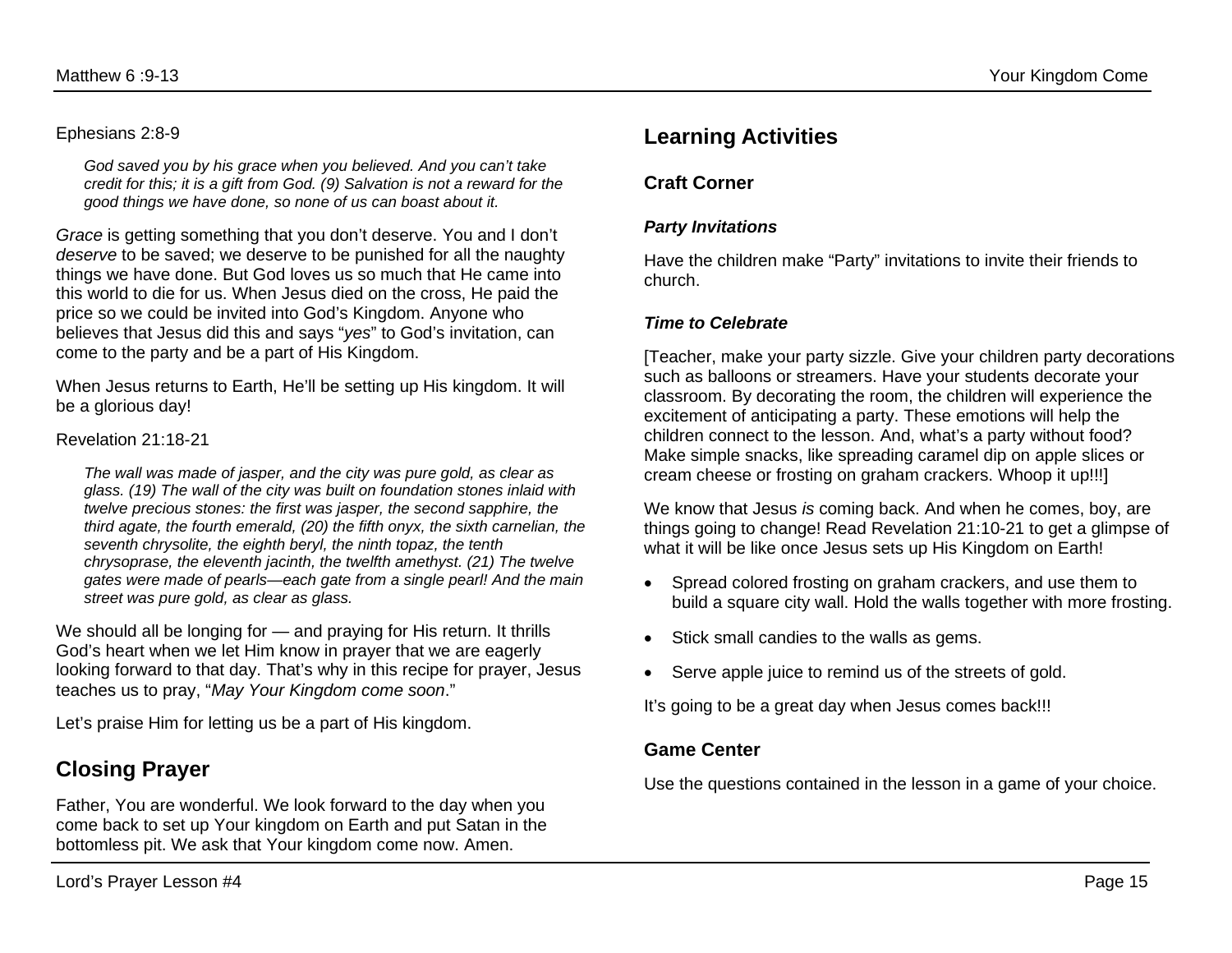Ephesians 2:8-9

> *God saved you by his grace when you believed. And you can't take credit for this; it is a gift from God. (9) Salvation is not a reward for the good things we have done, so none of us can boast about it.*

*Grace* is getting something that you don't deserve. You and I don't *deserve* to be saved; we deserve to be punished for all the naughty things we have done. But God loves us so much that He came into this world to die for us. When Jesus died on the cross, He paid the price so we could be invited into God's Kingdom. Anyone who believes that Jesus did this and says "*yes*" to God's invitation, can come to the party and be a part of His Kingdom.

When Jesus returns to Earth, He'll be setting up His kingdom. It will be a glorious day!

Revelation 21:18-21

> *The wall was made of jasper, and the city was pure gold, as clear as glass. (19) The wall of the city was built on foundation stones inlaid with twelve precious stones: the first was jasper, the second sapphire, the third agate, the fourth emerald, (20) the fifth onyx, the sixth carnelian, the seventh chrysolite, the eighth beryl, the ninth topaz, the tenth chrysoprase, the eleventh jacinth, the twelfth amethyst. (21) The twelve gates were made of pearls—each gate from a single pearl! And the main street was pure gold, as clear as glass.*

We should all be longing for — and praying for His return. It thrills God's heart when we let Him know in prayer that we are eagerly looking forward to that day. That's why in this recipe for prayer, Jesus teaches us to pray, "*May Your Kingdom come soon*."

Let's praise Him for letting us be a part of His kingdom.

## Closing Prayer

Father, You are wonderful. We look forward to the day when you come back to set up Your kingdom on Earth and put Satan in the bottomless pit. We ask that Your kingdom come now. Amen.

## Learning Activities

### Craft Corner

#### *Party Invitations*

Have the children make "Party" invitations to invite their friends to church.

#### *Time to Celebrate*

[Teacher, make your party sizzle. Give your children party decorations such as balloons or streamers. Have your students decorate your classroom. By decorating the room, the children will experience the excitement of anticipating a party. These emotions will help the children connect to the lesson. And, what's a party without food? Make simple snacks, like spreading caramel dip on apple slices or cream cheese or frosting on graham crackers. Whoop it up!!!]

We know that Jesus *is* coming back. And when he comes, boy, are things going to change! Read Revelation 21:10-21 to get a glimpse of what it will be like once Jesus sets up His Kingdom on Earth!

- Spread colored frosting on graham crackers, and use them to build a square city wall. Hold the walls together with more frosting.
- Stick small candies to the walls as gems.
- Serve apple juice to remind us of the streets of gold.

It's going to be a great day when Jesus comes back!!!

### Game Center

Use the questions contained in the lesson in a game of your choice.